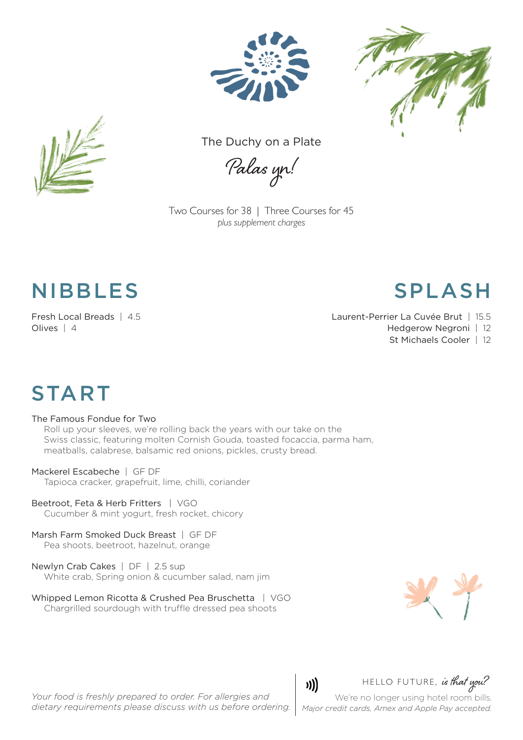The Duchy on a Plate

*Palas yn!*

Two Courses for 38 | Three Courses for 45
*plus supplement charges*

## NIBBLES

Fresh Local Breads | 4.5
Olives | 4

## SPLASH

Laurent-Perrier La Cuvée Brut | 15.5
Hedgerow Negroni | 12
St Michaels Cooler | 12

## START

The Famous Fondue for Two
Roll up your sleeves, we're rolling back the years with our take on the Swiss classic, featuring molten Cornish Gouda, toasted focaccia, parma ham, meatballs, calabrese, balsamic red onions, pickles, crusty bread.

Mackerel Escabeche | GF DF
Tapioca cracker, grapefruit, lime, chilli, coriander

Beetroot, Feta & Herb Fritters | VGO
Cucumber & mint yogurt, fresh rocket, chicory

Marsh Farm Smoked Duck Breast | GF DF
Pea shoots, beetroot, hazelnut, orange

Newlyn Crab Cakes | DF | 2.5 sup
White crab, Spring onion & cucumber salad, nam jim

Whipped Lemon Ricotta & Crushed Pea Bruschetta | VGO
Chargrilled sourdough with truffle dressed pea shoots

*Your food is freshly prepared to order. For allergies and dietary requirements please discuss with us before ordering.*

HELLO FUTURE, *is that you?*
We're no longer using hotel room bills.
*Major credit cards, Amex and Apple Pay accepted.*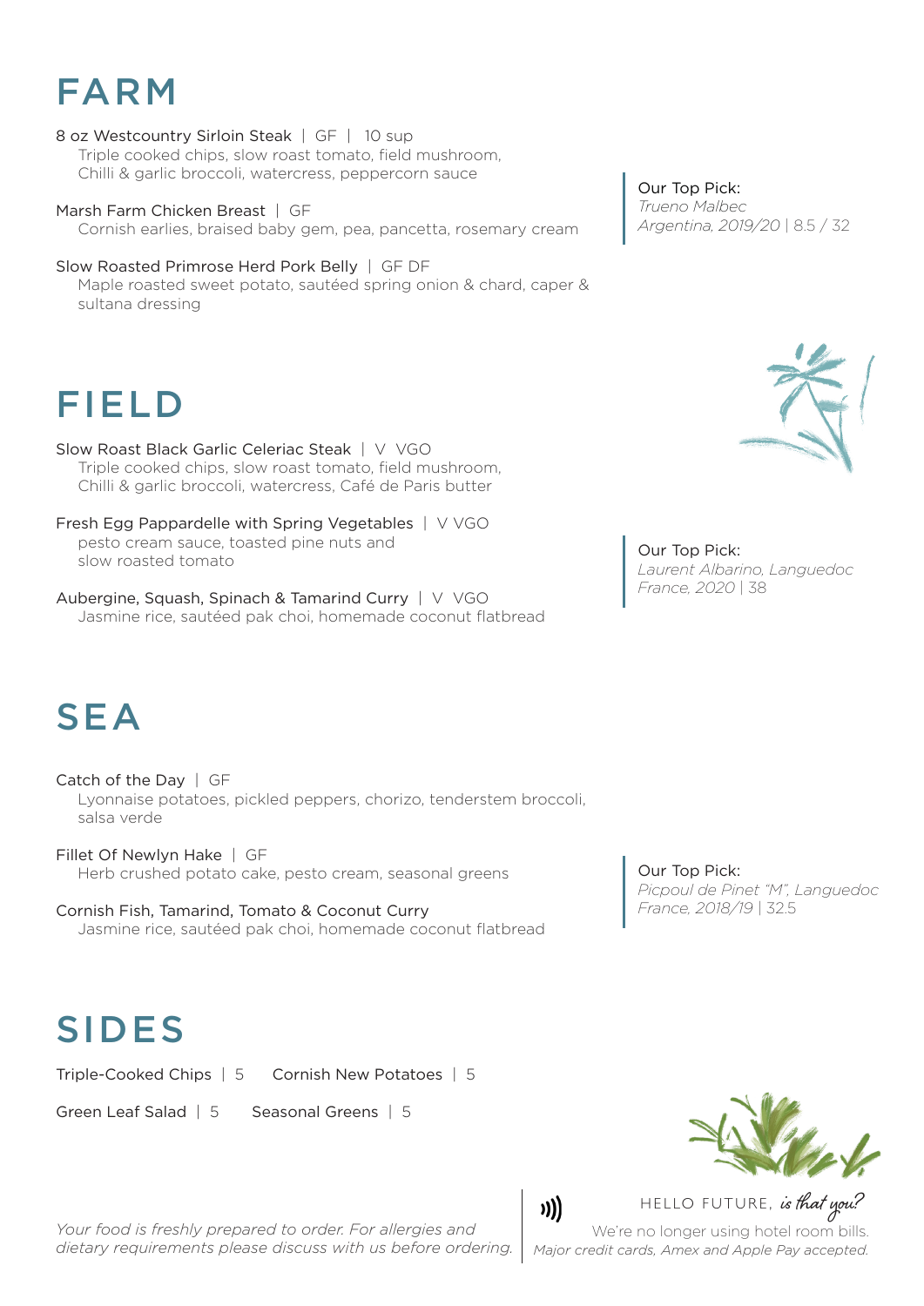# FARM

8 oz Westcountry Sirloin Steak | GF | 10 sup
Triple cooked chips, slow roast tomato, field mushroom, Chilli & garlic broccoli, watercress, peppercorn sauce

Marsh Farm Chicken Breast | GF
Cornish earlies, braised baby gem, pea, pancetta, rosemary cream

Slow Roasted Primrose Herd Pork Belly | GF DF
Maple roasted sweet potato, sautéed spring onion & chard, caper & sultana dressing

Our Top Pick:
*Trueno Malbec*
*Argentina, 2019/20* | 8.5 / 32

# FIELD

Slow Roast Black Garlic Celeriac Steak | V VGO
Triple cooked chips, slow roast tomato, field mushroom, Chilli & garlic broccoli, watercress, Café de Paris butter

Fresh Egg Pappardelle with Spring Vegetables | V VGO
pesto cream sauce, toasted pine nuts and slow roasted tomato

Aubergine, Squash, Spinach & Tamarind Curry | V VGO
Jasmine rice, sautéed pak choi, homemade coconut flatbread

Our Top Pick:
*Laurent Albarino, Languedoc France, 2020* | 38

# SEA

Catch of the Day | GF
Lyonnaise potatoes, pickled peppers, chorizo, tenderstem broccoli, salsa verde

Fillet Of Newlyn Hake | GF
Herb crushed potato cake, pesto cream, seasonal greens

Cornish Fish, Tamarind, Tomato & Coconut Curry
Jasmine rice, sautéed pak choi, homemade coconut flatbread

Our Top Pick:
*Picpoul de Pinet "M", Languedoc France, 2018/19* | 32.5

# SIDES

Triple-Cooked Chips | 5 Cornish New Potatoes | 5

Green Leaf Salad | 5 Seasonal Greens | 5

*Your food is freshly prepared to order. For allergies and dietary requirements please discuss with us before ordering.*

HELLO FUTURE, *is that you?*
We're no longer using hotel room bills.
*Major credit cards, Amex and Apple Pay accepted.*